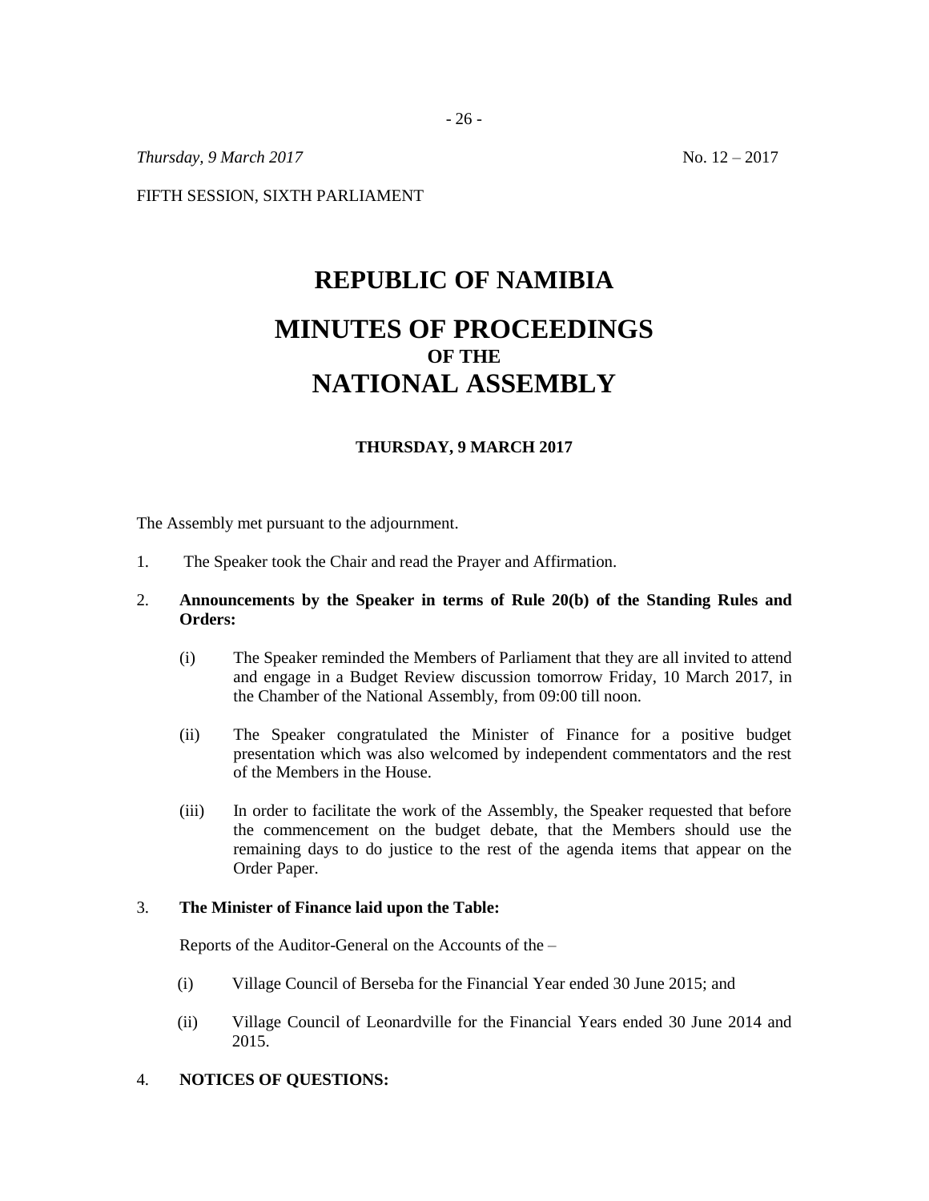*Thursday, 9 March 2017* No. 12 – 2017

FIFTH SESSION, SIXTH PARLIAMENT

# REPUBLIC OF NAMIBIA

# MINUTES OF PROCEEDINGS
## OF THE
# NATIONAL ASSEMBLY

**THURSDAY, 9 MARCH 2017**

The Assembly met pursuant to the adjournment.

1. The Speaker took the Chair and read the Prayer and Affirmation.

2. **Announcements by the Speaker in terms of Rule 20(b) of the Standing Rules and Orders:**

    (i) The Speaker reminded the Members of Parliament that they are all invited to attend and engage in a Budget Review discussion tomorrow Friday, 10 March 2017, in the Chamber of the National Assembly, from 09:00 till noon.

    (ii) The Speaker congratulated the Minister of Finance for a positive budget presentation which was also welcomed by independent commentators and the rest of the Members in the House.

    (iii) In order to facilitate the work of the Assembly, the Speaker requested that before the commencement on the budget debate, that the Members should use the remaining days to do justice to the rest of the agenda items that appear on the Order Paper.

3. **The Minister of Finance laid upon the Table:**

    Reports of the Auditor-General on the Accounts of the –

    (i) Village Council of Berseba for the Financial Year ended 30 June 2015; and

    (ii) Village Council of Leonardville for the Financial Years ended 30 June 2014 and 2015.

4. **NOTICES OF QUESTIONS:**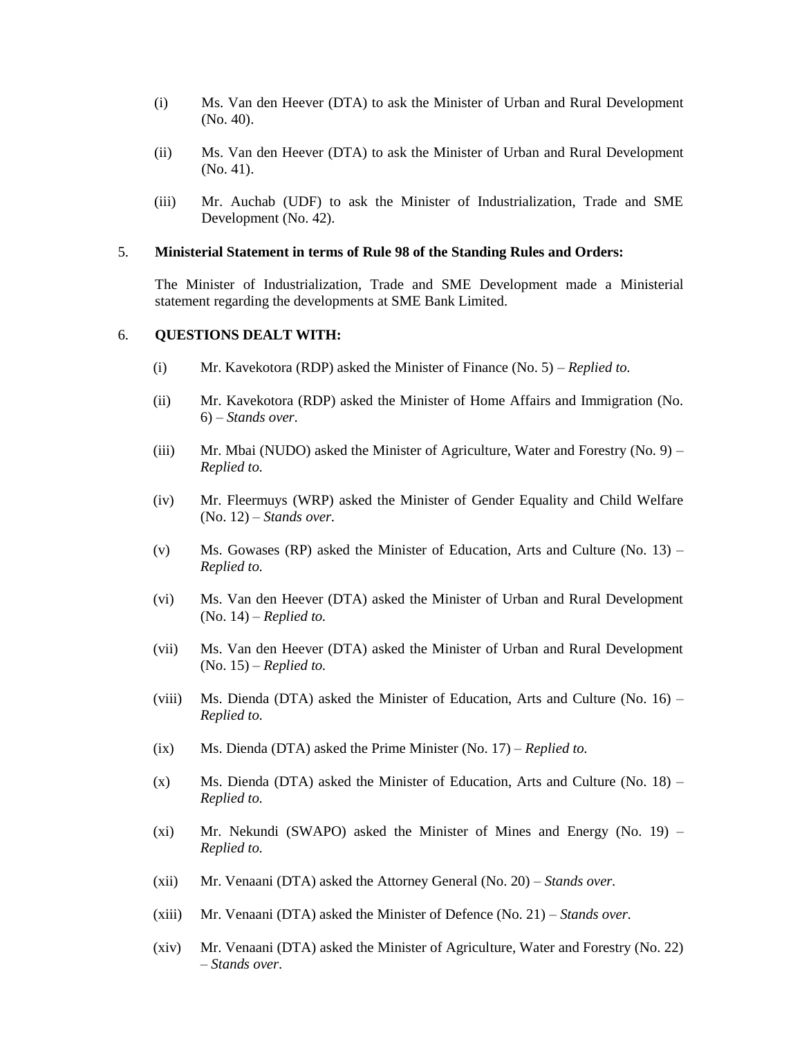(i) Ms. Van den Heever (DTA) to ask the Minister of Urban and Rural Development (No. 40).

(ii) Ms. Van den Heever (DTA) to ask the Minister of Urban and Rural Development (No. 41).

(iii) Mr. Auchab (UDF) to ask the Minister of Industrialization, Trade and SME Development (No. 42).

5. **Ministerial Statement in terms of Rule 98 of the Standing Rules and Orders:**

The Minister of Industrialization, Trade and SME Development made a Ministerial statement regarding the developments at SME Bank Limited.

6. **QUESTIONS DEALT WITH:**

(i) Mr. Kavekotora (RDP) asked the Minister of Finance (No. 5) – *Replied to.*

(ii) Mr. Kavekotora (RDP) asked the Minister of Home Affairs and Immigration (No. 6) – *Stands over*.

(iii) Mr. Mbai (NUDO) asked the Minister of Agriculture, Water and Forestry (No. 9) – *Replied to.*

(iv) Mr. Fleermuys (WRP) asked the Minister of Gender Equality and Child Welfare (No. 12) – *Stands over.*

(v) Ms. Gowases (RP) asked the Minister of Education, Arts and Culture (No. 13) – *Replied to.*

(vi) Ms. Van den Heever (DTA) asked the Minister of Urban and Rural Development (No. 14) – *Replied to.*

(vii) Ms. Van den Heever (DTA) asked the Minister of Urban and Rural Development (No. 15) – *Replied to.*

(viii) Ms. Dienda (DTA) asked the Minister of Education, Arts and Culture (No. 16) – *Replied to.*

(ix) Ms. Dienda (DTA) asked the Prime Minister (No. 17) – *Replied to.*

(x) Ms. Dienda (DTA) asked the Minister of Education, Arts and Culture (No. 18) – *Replied to.*

(xi) Mr. Nekundi (SWAPO) asked the Minister of Mines and Energy (No. 19) – *Replied to.*

(xii) Mr. Venaani (DTA) asked the Attorney General (No. 20) – *Stands over.*

(xiii) Mr. Venaani (DTA) asked the Minister of Defence (No. 21) – *Stands over*.

(xiv) Mr. Venaani (DTA) asked the Minister of Agriculture, Water and Forestry (No. 22) – *Stands over*.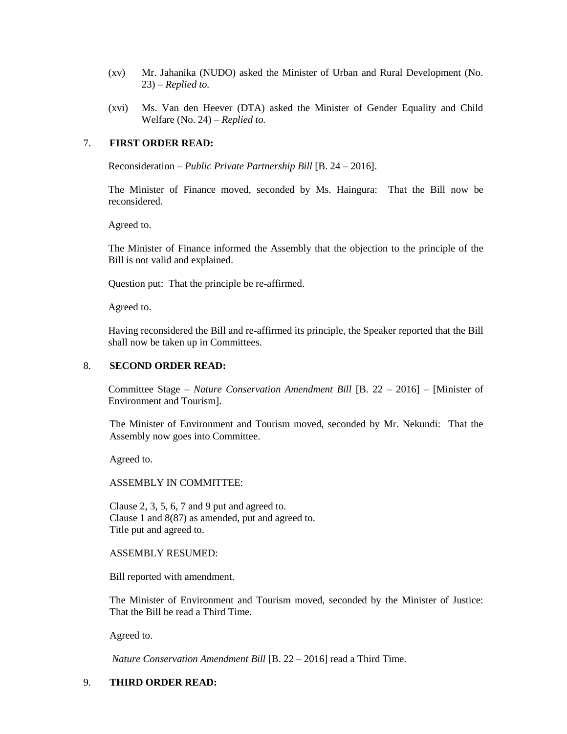(xv) Mr. Jahanika (NUDO) asked the Minister of Urban and Rural Development (No. 23) – *Replied to.*

(xvi) Ms. Van den Heever (DTA) asked the Minister of Gender Equality and Child Welfare (No. 24) – *Replied to.*

7. **FIRST ORDER READ:**

Reconsideration – *Public Private Partnership Bill* [B. 24 – 2016].

The Minister of Finance moved, seconded by Ms. Haingura: That the Bill now be reconsidered.

Agreed to.

The Minister of Finance informed the Assembly that the objection to the principle of the Bill is not valid and explained.

Question put: That the principle be re-affirmed.

Agreed to.

Having reconsidered the Bill and re-affirmed its principle, the Speaker reported that the Bill shall now be taken up in Committees.

8. **SECOND ORDER READ:**

Committee Stage – *Nature Conservation Amendment Bill* [B. 22 – 2016] – [Minister of Environment and Tourism].

The Minister of Environment and Tourism moved, seconded by Mr. Nekundi: That the Assembly now goes into Committee.

Agreed to.

ASSEMBLY IN COMMITTEE:

Clause 2, 3, 5, 6, 7 and 9 put and agreed to.
Clause 1 and 8(87) as amended, put and agreed to.
Title put and agreed to.

ASSEMBLY RESUMED:

Bill reported with amendment.

The Minister of Environment and Tourism moved, seconded by the Minister of Justice: That the Bill be read a Third Time.

Agreed to.

*Nature Conservation Amendment Bill* [B. 22 – 2016] read a Third Time.

9. **THIRD ORDER READ:**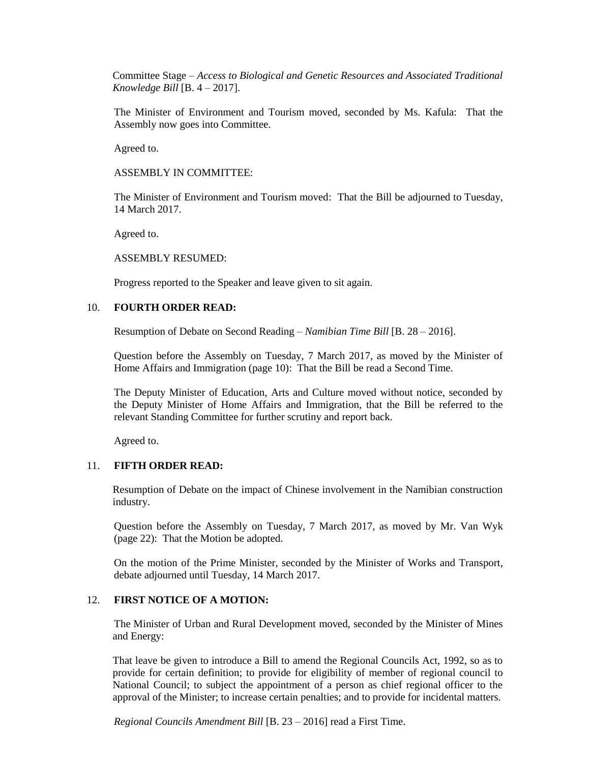Committee Stage – *Access to Biological and Genetic Resources and Associated Traditional Knowledge Bill* [B. 4 – 2017].

The Minister of Environment and Tourism moved, seconded by Ms. Kafula: That the Assembly now goes into Committee.

Agreed to.

ASSEMBLY IN COMMITTEE:

The Minister of Environment and Tourism moved: That the Bill be adjourned to Tuesday, 14 March 2017.

Agreed to.

ASSEMBLY RESUMED:

Progress reported to the Speaker and leave given to sit again.

10. **FOURTH ORDER READ:**

Resumption of Debate on Second Reading – *Namibian Time Bill* [B. 28 – 2016].

Question before the Assembly on Tuesday, 7 March 2017, as moved by the Minister of Home Affairs and Immigration (page 10): That the Bill be read a Second Time.

The Deputy Minister of Education, Arts and Culture moved without notice, seconded by the Deputy Minister of Home Affairs and Immigration, that the Bill be referred to the relevant Standing Committee for further scrutiny and report back.

Agreed to.

11. **FIFTH ORDER READ:**

Resumption of Debate on the impact of Chinese involvement in the Namibian construction industry.

Question before the Assembly on Tuesday, 7 March 2017, as moved by Mr. Van Wyk (page 22): That the Motion be adopted.

On the motion of the Prime Minister, seconded by the Minister of Works and Transport, debate adjourned until Tuesday, 14 March 2017.

12. **FIRST NOTICE OF A MOTION:**

The Minister of Urban and Rural Development moved, seconded by the Minister of Mines and Energy:

That leave be given to introduce a Bill to amend the Regional Councils Act, 1992, so as to provide for certain definition; to provide for eligibility of member of regional council to National Council; to subject the appointment of a person as chief regional officer to the approval of the Minister; to increase certain penalties; and to provide for incidental matters.

*Regional Councils Amendment Bill* [B. 23 – 2016] read a First Time.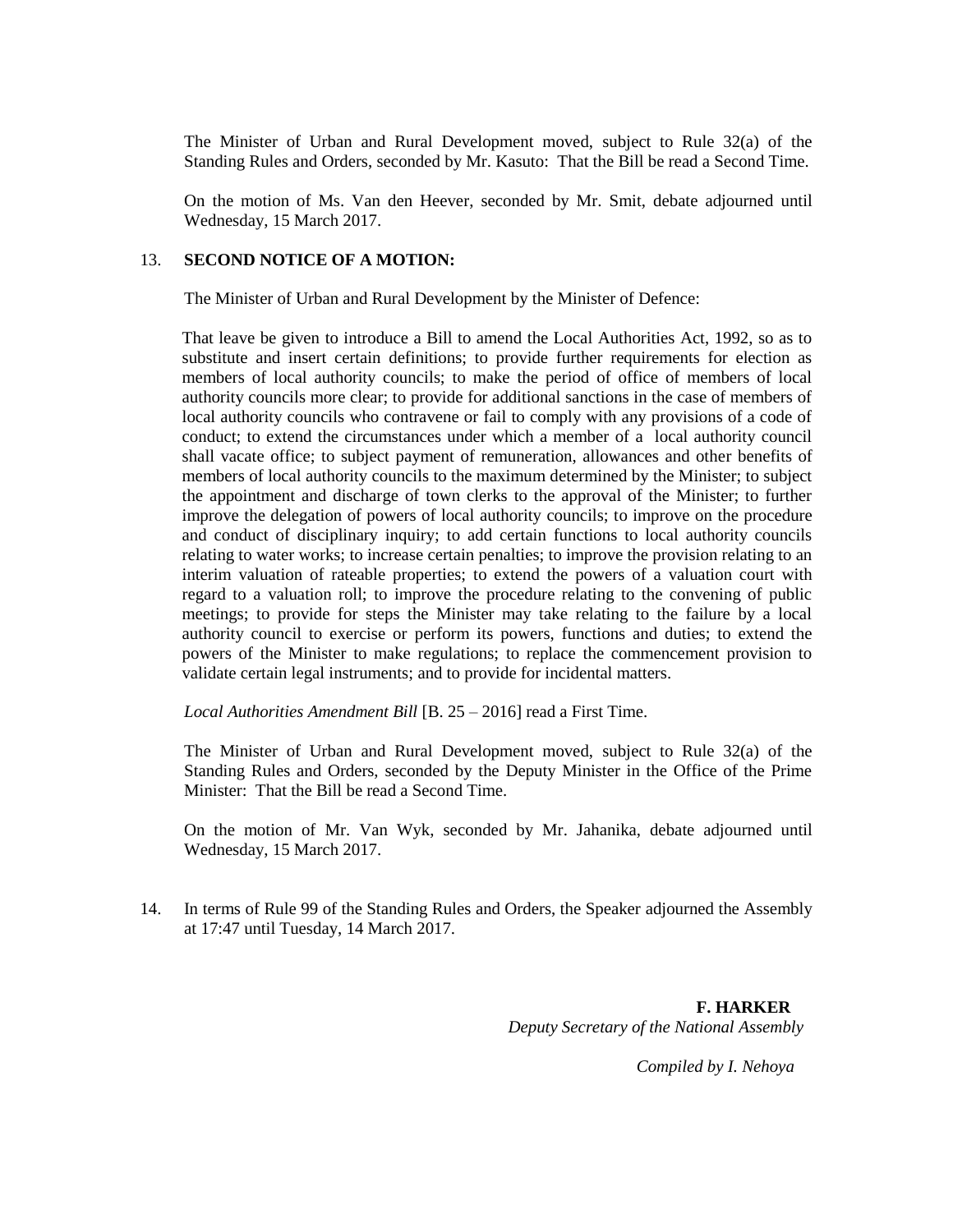The Minister of Urban and Rural Development moved, subject to Rule 32(a) of the Standing Rules and Orders, seconded by Mr. Kasuto: That the Bill be read a Second Time.

On the motion of Ms. Van den Heever, seconded by Mr. Smit, debate adjourned until Wednesday, 15 March 2017.

13. **SECOND NOTICE OF A MOTION:**

The Minister of Urban and Rural Development by the Minister of Defence:

That leave be given to introduce a Bill to amend the Local Authorities Act, 1992, so as to substitute and insert certain definitions; to provide further requirements for election as members of local authority councils; to make the period of office of members of local authority councils more clear; to provide for additional sanctions in the case of members of local authority councils who contravene or fail to comply with any provisions of a code of conduct; to extend the circumstances under which a member of a local authority council shall vacate office; to subject payment of remuneration, allowances and other benefits of members of local authority councils to the maximum determined by the Minister; to subject the appointment and discharge of town clerks to the approval of the Minister; to further improve the delegation of powers of local authority councils; to improve on the procedure and conduct of disciplinary inquiry; to add certain functions to local authority councils relating to water works; to increase certain penalties; to improve the provision relating to an interim valuation of rateable properties; to extend the powers of a valuation court with regard to a valuation roll; to improve the procedure relating to the convening of public meetings; to provide for steps the Minister may take relating to the failure by a local authority council to exercise or perform its powers, functions and duties; to extend the powers of the Minister to make regulations; to replace the commencement provision to validate certain legal instruments; and to provide for incidental matters.

*Local Authorities Amendment Bill* [B. 25 – 2016] read a First Time.

The Minister of Urban and Rural Development moved, subject to Rule 32(a) of the Standing Rules and Orders, seconded by the Deputy Minister in the Office of the Prime Minister: That the Bill be read a Second Time.

On the motion of Mr. Van Wyk, seconded by Mr. Jahanika, debate adjourned until Wednesday, 15 March 2017.

14. In terms of Rule 99 of the Standing Rules and Orders, the Speaker adjourned the Assembly at 17:47 until Tuesday, 14 March 2017.

**F. HARKER**
*Deputy Secretary of the National Assembly*

*Compiled by I. Nehoya*